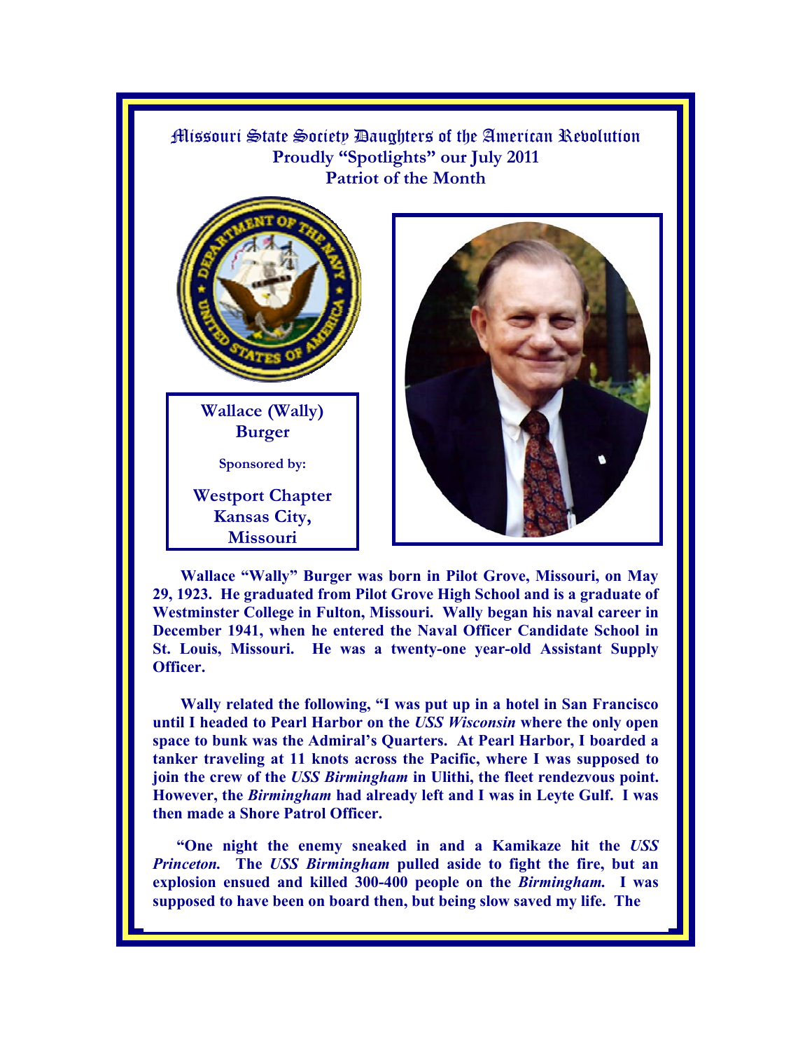# Missouri State Society Daughters of the American Revolution

**Proudly "Spotlights" our July 2011**
**Patriot of the Month**

**Wallace (Wally) Burger**

Sponsored by:

**Westport Chapter**
**Kansas City, Missouri**

**Wallace "Wally" Burger was born in Pilot Grove, Missouri, on May 29, 1923. He graduated from Pilot Grove High School and is a graduate of Westminster College in Fulton, Missouri. Wally began his naval career in December 1941, when he entered the Naval Officer Candidate School in St. Louis, Missouri. He was a twenty-one year-old Assistant Supply Officer.**

**Wally related the following, "I was put up in a hotel in San Francisco until I headed to Pearl Harbor on the *USS Wisconsin* where the only open space to bunk was the Admiral's Quarters. At Pearl Harbor, I boarded a tanker traveling at 11 knots across the Pacific, where I was supposed to join the crew of the *USS Birmingham* in Ulithi, the fleet rendezvous point. However, the *Birmingham* had already left and I was in Leyte Gulf. I was then made a Shore Patrol Officer.**

**"One night the enemy sneaked in and a Kamikaze hit the *USS Princeton.* The *USS Birmingham* pulled aside to fight the fire, but an explosion ensued and killed 300-400 people on the *Birmingham.* I was supposed to have been on board then, but being slow saved my life. The**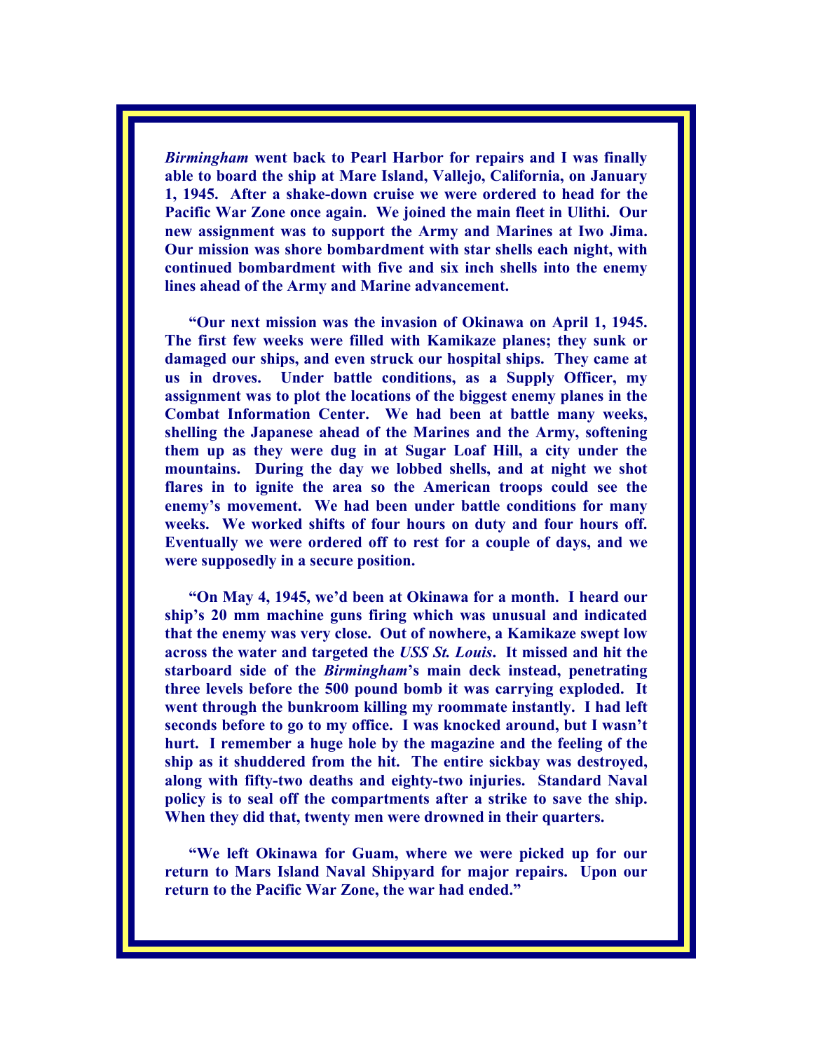***Birmingham* went back to Pearl Harbor for repairs and I was finally able to board the ship at Mare Island, Vallejo, California, on January 1, 1945. After a shake-down cruise we were ordered to head for the Pacific War Zone once again. We joined the main fleet in Ulithi. Our new assignment was to support the Army and Marines at Iwo Jima. Our mission was shore bombardment with star shells each night, with continued bombardment with five and six inch shells into the enemy lines ahead of the Army and Marine advancement.**

**"Our next mission was the invasion of Okinawa on April 1, 1945. The first few weeks were filled with Kamikaze planes; they sunk or damaged our ships, and even struck our hospital ships. They came at us in droves. Under battle conditions, as a Supply Officer, my assignment was to plot the locations of the biggest enemy planes in the Combat Information Center. We had been at battle many weeks, shelling the Japanese ahead of the Marines and the Army, softening them up as they were dug in at Sugar Loaf Hill, a city under the mountains. During the day we lobbed shells, and at night we shot flares in to ignite the area so the American troops could see the enemy's movement. We had been under battle conditions for many weeks. We worked shifts of four hours on duty and four hours off. Eventually we were ordered off to rest for a couple of days, and we were supposedly in a secure position.**

**"On May 4, 1945, we'd been at Okinawa for a month. I heard our ship's 20 mm machine guns firing which was unusual and indicated that the enemy was very close. Out of nowhere, a Kamikaze swept low across the water and targeted the *USS St. Louis*. It missed and hit the starboard side of the *Birmingham*'s main deck instead, penetrating three levels before the 500 pound bomb it was carrying exploded. It went through the bunkroom killing my roommate instantly. I had left seconds before to go to my office. I was knocked around, but I wasn't hurt. I remember a huge hole by the magazine and the feeling of the ship as it shuddered from the hit. The entire sickbay was destroyed, along with fifty-two deaths and eighty-two injuries. Standard Naval policy is to seal off the compartments after a strike to save the ship. When they did that, twenty men were drowned in their quarters.**

**"We left Okinawa for Guam, where we were picked up for our return to Mars Island Naval Shipyard for major repairs. Upon our return to the Pacific War Zone, the war had ended."**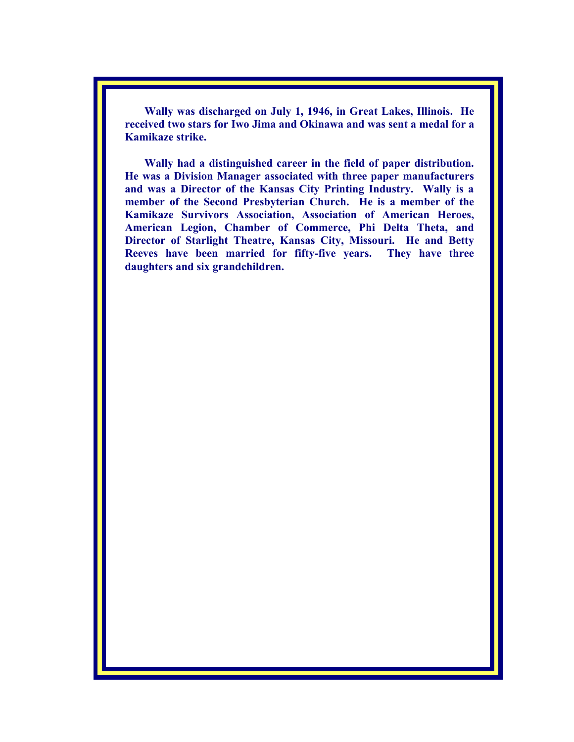**Wally was discharged on July 1, 1946, in Great Lakes, Illinois. He received two stars for Iwo Jima and Okinawa and was sent a medal for a Kamikaze strike.**

**Wally had a distinguished career in the field of paper distribution. He was a Division Manager associated with three paper manufacturers and was a Director of the Kansas City Printing Industry. Wally is a member of the Second Presbyterian Church. He is a member of the Kamikaze Survivors Association, Association of American Heroes, American Legion, Chamber of Commerce, Phi Delta Theta, and Director of Starlight Theatre, Kansas City, Missouri. He and Betty Reeves have been married for fifty-five years. They have three daughters and six grandchildren.**